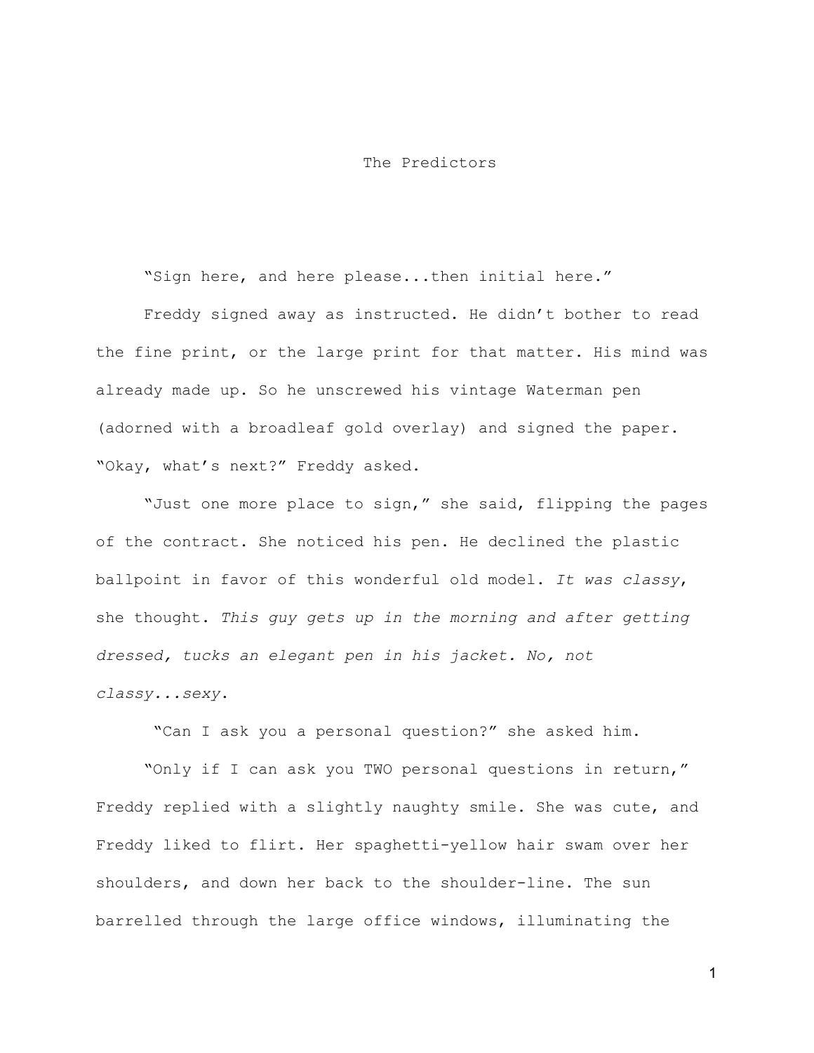# The Predictors

"Sign here, and here please...then initial here."

Freddy signed away as instructed. He didn't bother to read the fine print, or the large print for that matter. His mind was already made up. So he unscrewed his vintage Waterman pen (adorned with a broadleaf gold overlay) and signed the paper. "Okay, what's next?" Freddy asked.

"Just one more place to sign," she said, flipping the pages of the contract. She noticed his pen. He declined the plastic ballpoint in favor of this wonderful old model. *It was classy*, she thought. *This guy gets up in the morning and after getting dressed, tucks an elegant pen in his jacket. No, not classy...sexy*.

"Can I ask you a personal question?" she asked him.

"Only if I can ask you TWO personal questions in return," Freddy replied with a slightly naughty smile. She was cute, and Freddy liked to flirt. Her spaghetti-yellow hair swam over her shoulders, and down her back to the shoulder-line. The sun barrelled through the large office windows, illuminating the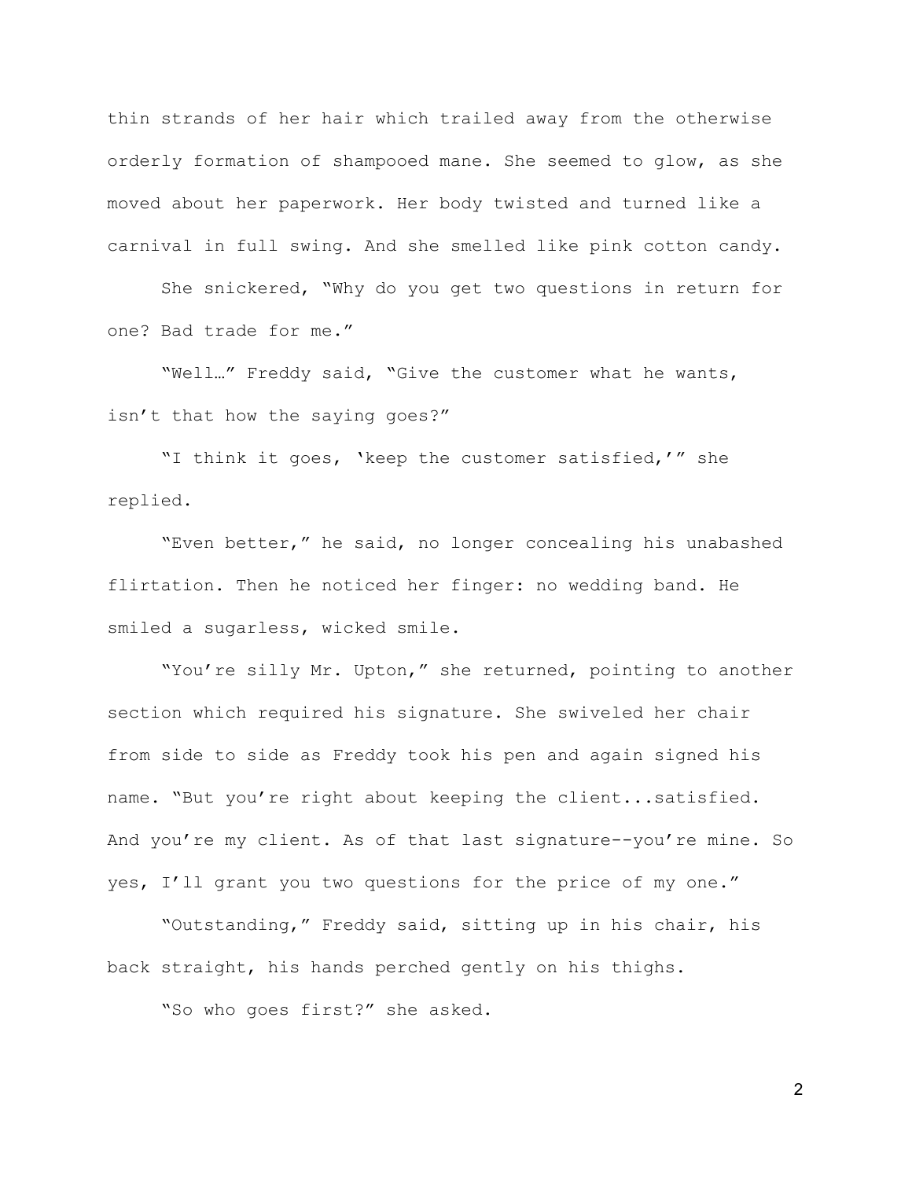thin strands of her hair which trailed away from the otherwise orderly formation of shampooed mane. She seemed to glow, as she moved about her paperwork. Her body twisted and turned like a carnival in full swing. And she smelled like pink cotton candy.

She snickered, “Why do you get two questions in return for one? Bad trade for me.”

“Well…” Freddy said, “Give the customer what he wants, isn’t that how the saying goes?”

“I think it goes, ‘keep the customer satisfied,’” she replied.

“Even better,” he said, no longer concealing his unabashed flirtation. Then he noticed her finger: no wedding band. He smiled a sugarless, wicked smile.

“You’re silly Mr. Upton,” she returned, pointing to another section which required his signature. She swiveled her chair from side to side as Freddy took his pen and again signed his name. “But you’re right about keeping the client...satisfied. And you’re my client. As of that last signature--you’re mine. So yes, I’ll grant you two questions for the price of my one.”

“Outstanding,” Freddy said, sitting up in his chair, his back straight, his hands perched gently on his thighs.

“So who goes first?” she asked.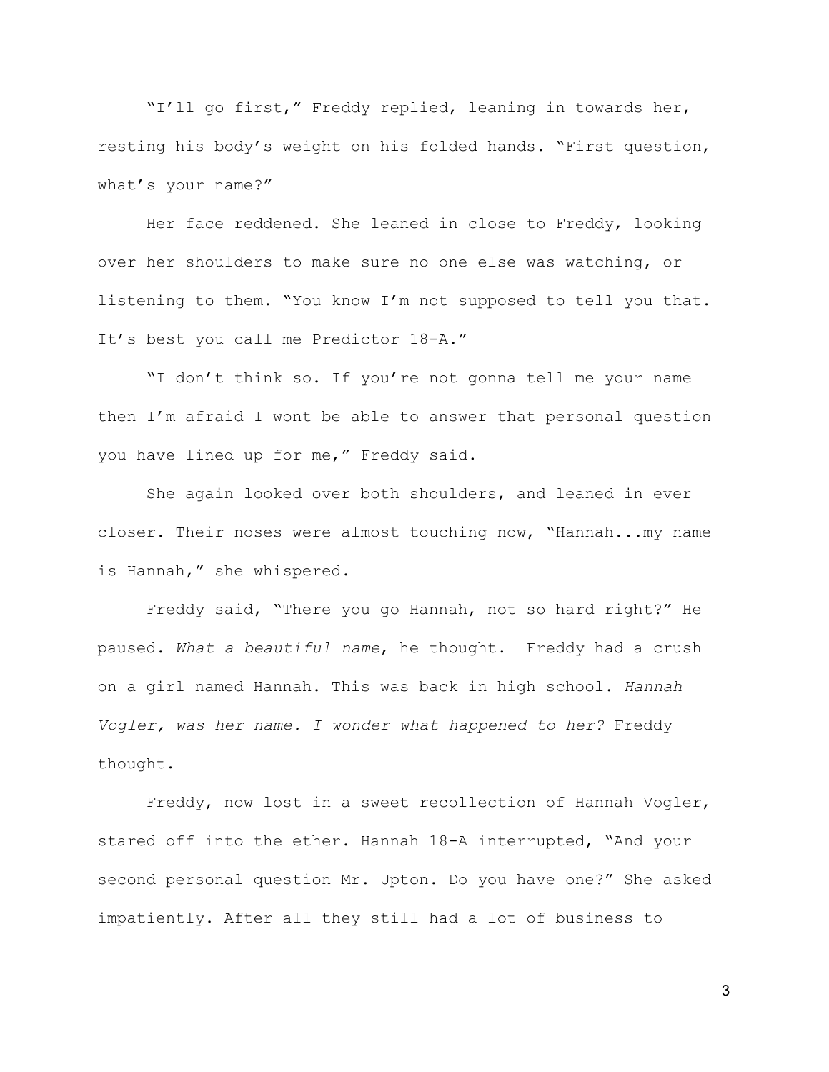"I'll go first," Freddy replied, leaning in towards her, resting his body's weight on his folded hands. "First question, what's your name?"

Her face reddened. She leaned in close to Freddy, looking over her shoulders to make sure no one else was watching, or listening to them. "You know I'm not supposed to tell you that. It's best you call me Predictor 18-A."

"I don't think so. If you're not gonna tell me your name then I'm afraid I wont be able to answer that personal question you have lined up for me," Freddy said.

She again looked over both shoulders, and leaned in ever closer. Their noses were almost touching now, "Hannah...my name is Hannah," she whispered.

Freddy said, "There you go Hannah, not so hard right?" He paused. *What a beautiful name*, he thought. Freddy had a crush on a girl named Hannah. This was back in high school. *Hannah Vogler, was her name. I wonder what happened to her?* Freddy thought.

Freddy, now lost in a sweet recollection of Hannah Vogler, stared off into the ether. Hannah 18-A interrupted, "And your second personal question Mr. Upton. Do you have one?" She asked impatiently. After all they still had a lot of business to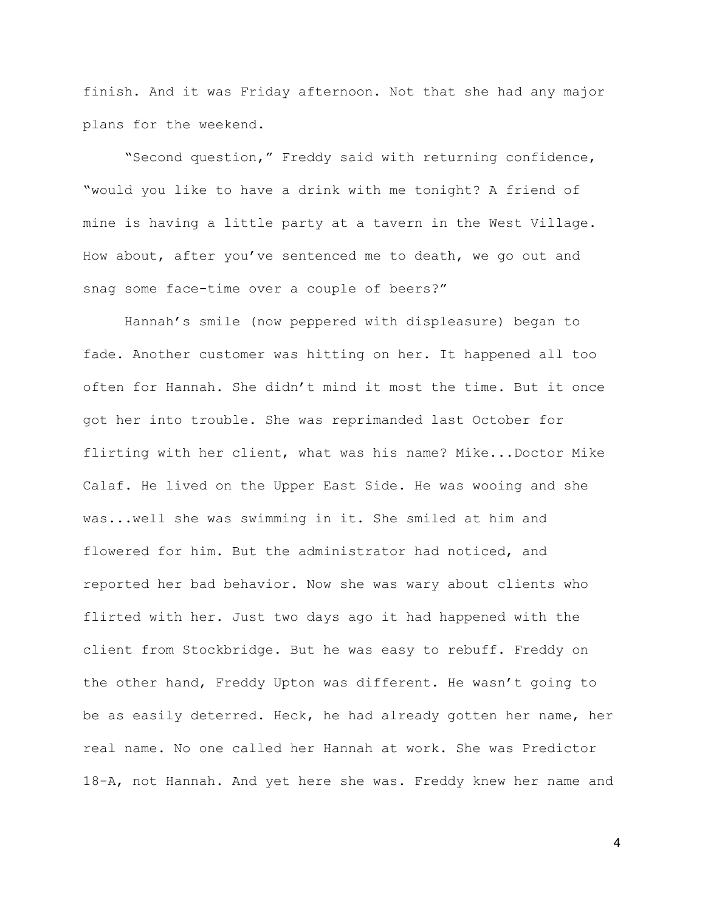finish. And it was Friday afternoon. Not that she had any major plans for the weekend.

"Second question," Freddy said with returning confidence, "would you like to have a drink with me tonight? A friend of mine is having a little party at a tavern in the West Village. How about, after you've sentenced me to death, we go out and snag some face-time over a couple of beers?"

Hannah's smile (now peppered with displeasure) began to fade. Another customer was hitting on her. It happened all too often for Hannah. She didn't mind it most the time. But it once got her into trouble. She was reprimanded last October for flirting with her client, what was his name? Mike...Doctor Mike Calaf. He lived on the Upper East Side. He was wooing and she was...well she was swimming in it. She smiled at him and flowered for him. But the administrator had noticed, and reported her bad behavior. Now she was wary about clients who flirted with her. Just two days ago it had happened with the client from Stockbridge. But he was easy to rebuff. Freddy on the other hand, Freddy Upton was different. He wasn't going to be as easily deterred. Heck, he had already gotten her name, her real name. No one called her Hannah at work. She was Predictor 18-A, not Hannah. And yet here she was. Freddy knew her name and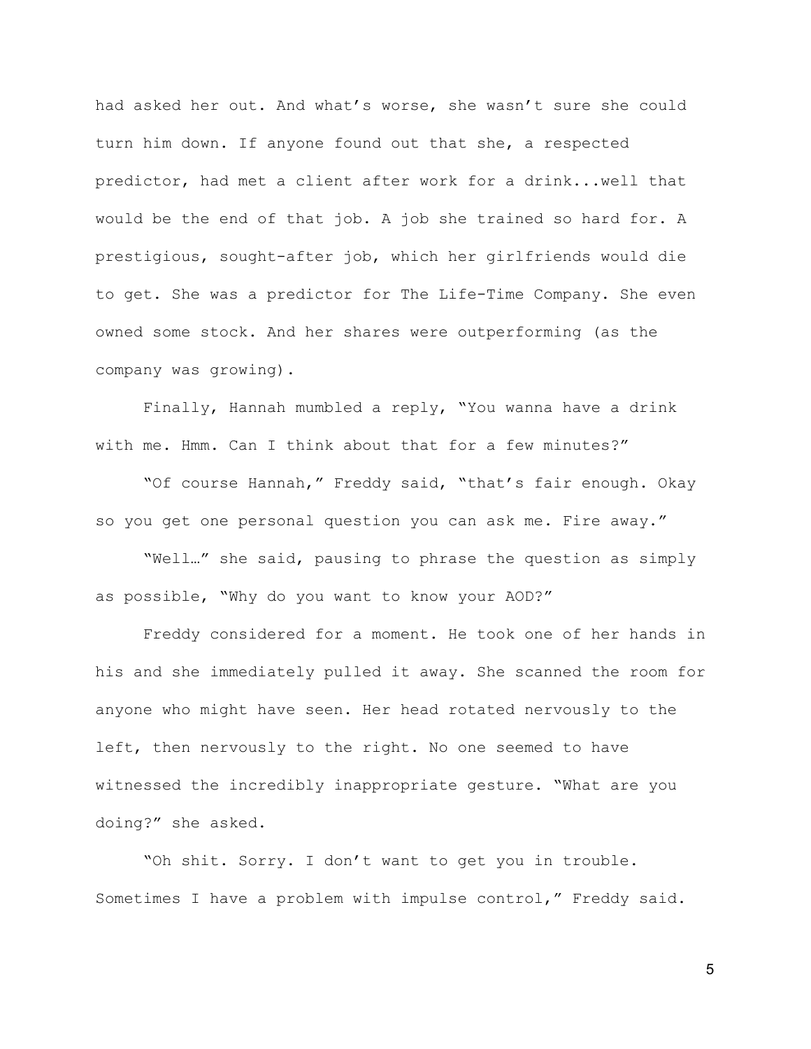had asked her out. And what's worse, she wasn't sure she could turn him down. If anyone found out that she, a respected predictor, had met a client after work for a drink...well that would be the end of that job. A job she trained so hard for. A prestigious, sought-after job, which her girlfriends would die to get. She was a predictor for The Life-Time Company. She even owned some stock. And her shares were outperforming (as the company was growing).

Finally, Hannah mumbled a reply, "You wanna have a drink with me. Hmm. Can I think about that for a few minutes?"

"Of course Hannah," Freddy said, "that's fair enough. Okay so you get one personal question you can ask me. Fire away."

"Well…" she said, pausing to phrase the question as simply as possible, "Why do you want to know your AOD?"

Freddy considered for a moment. He took one of her hands in his and she immediately pulled it away. She scanned the room for anyone who might have seen. Her head rotated nervously to the left, then nervously to the right. No one seemed to have witnessed the incredibly inappropriate gesture. "What are you doing?" she asked.

"Oh shit. Sorry. I don't want to get you in trouble. Sometimes I have a problem with impulse control," Freddy said.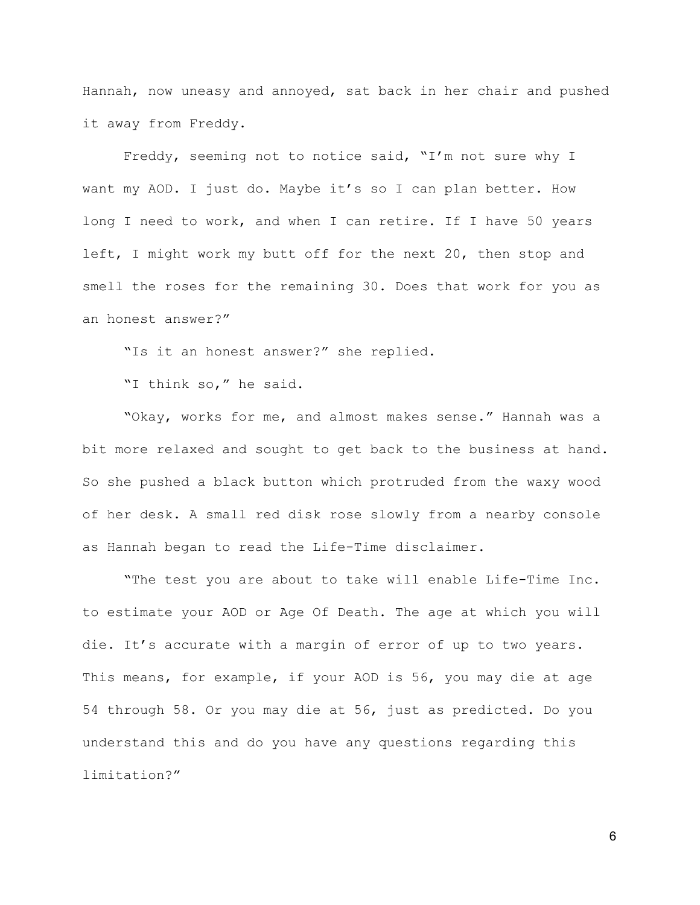Hannah, now uneasy and annoyed, sat back in her chair and pushed it away from Freddy.

Freddy, seeming not to notice said, "I'm not sure why I want my AOD. I just do. Maybe it's so I can plan better. How long I need to work, and when I can retire. If I have 50 years left, I might work my butt off for the next 20, then stop and smell the roses for the remaining 30. Does that work for you as an honest answer?"

"Is it an honest answer?" she replied.

"I think so," he said.

"Okay, works for me, and almost makes sense." Hannah was a bit more relaxed and sought to get back to the business at hand. So she pushed a black button which protruded from the waxy wood of her desk. A small red disk rose slowly from a nearby console as Hannah began to read the Life-Time disclaimer.

"The test you are about to take will enable Life-Time Inc. to estimate your AOD or Age Of Death. The age at which you will die. It's accurate with a margin of error of up to two years. This means, for example, if your AOD is 56, you may die at age 54 through 58. Or you may die at 56, just as predicted. Do you understand this and do you have any questions regarding this limitation?"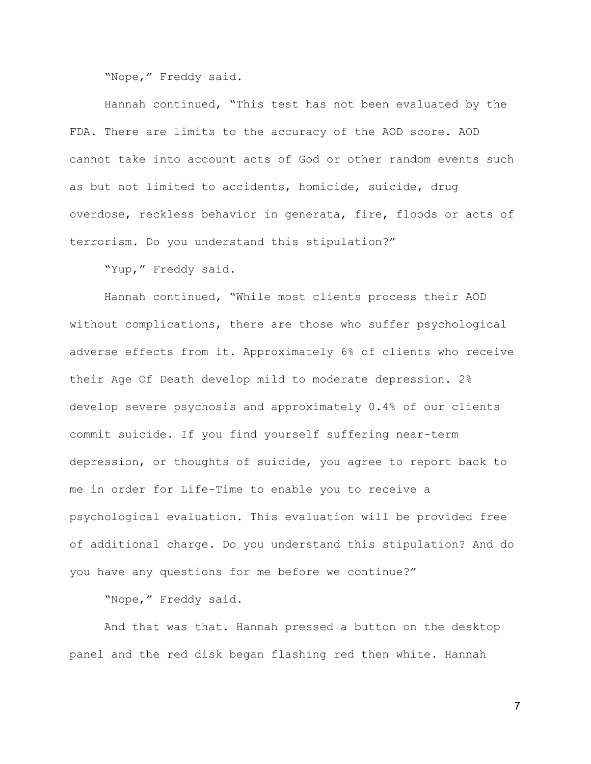"Nope," Freddy said.

Hannah continued, "This test has not been evaluated by the FDA. There are limits to the accuracy of the AOD score. AOD cannot take into account acts of God or other random events such as but not limited to accidents, homicide, suicide, drug overdose, reckless behavior in generata, fire, floods or acts of terrorism. Do you understand this stipulation?"

"Yup," Freddy said.

Hannah continued, "While most clients process their AOD without complications, there are those who suffer psychological adverse effects from it. Approximately 6% of clients who receive their Age Of Death develop mild to moderate depression. 2% develop severe psychosis and approximately 0.4% of our clients commit suicide. If you find yourself suffering near-term depression, or thoughts of suicide, you agree to report back to me in order for Life-Time to enable you to receive a psychological evaluation. This evaluation will be provided free of additional charge. Do you understand this stipulation? And do you have any questions for me before we continue?"

"Nope," Freddy said.

And that was that. Hannah pressed a button on the desktop panel and the red disk began flashing red then white. Hannah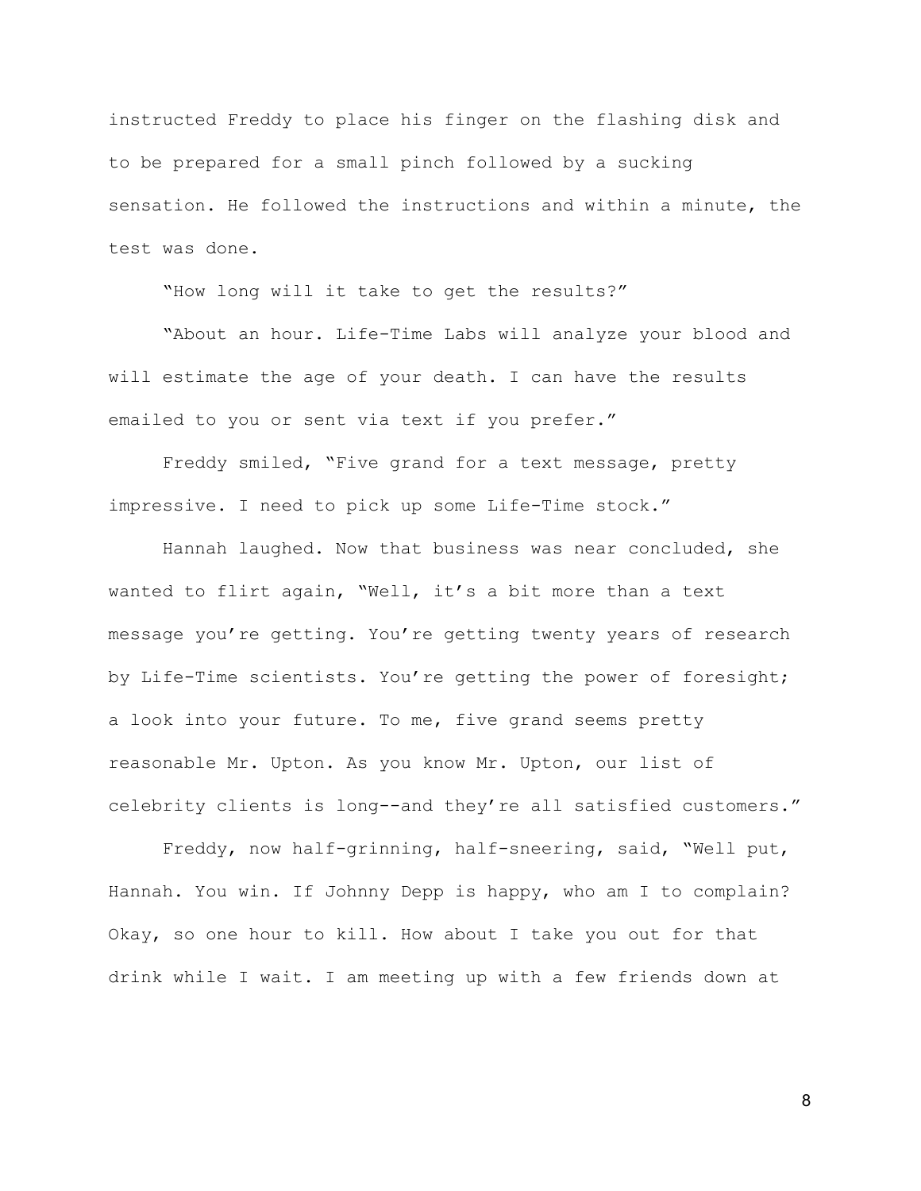instructed Freddy to place his finger on the flashing disk and to be prepared for a small pinch followed by a sucking sensation. He followed the instructions and within a minute, the test was done.

"How long will it take to get the results?"

"About an hour. Life-Time Labs will analyze your blood and will estimate the age of your death. I can have the results emailed to you or sent via text if you prefer."

Freddy smiled, "Five grand for a text message, pretty impressive. I need to pick up some Life-Time stock."

Hannah laughed. Now that business was near concluded, she wanted to flirt again, "Well, it's a bit more than a text message you're getting. You're getting twenty years of research by Life-Time scientists. You're getting the power of foresight; a look into your future. To me, five grand seems pretty reasonable Mr. Upton. As you know Mr. Upton, our list of celebrity clients is long--and they're all satisfied customers."

Freddy, now half-grinning, half-sneering, said, "Well put, Hannah. You win. If Johnny Depp is happy, who am I to complain? Okay, so one hour to kill. How about I take you out for that drink while I wait. I am meeting up with a few friends down at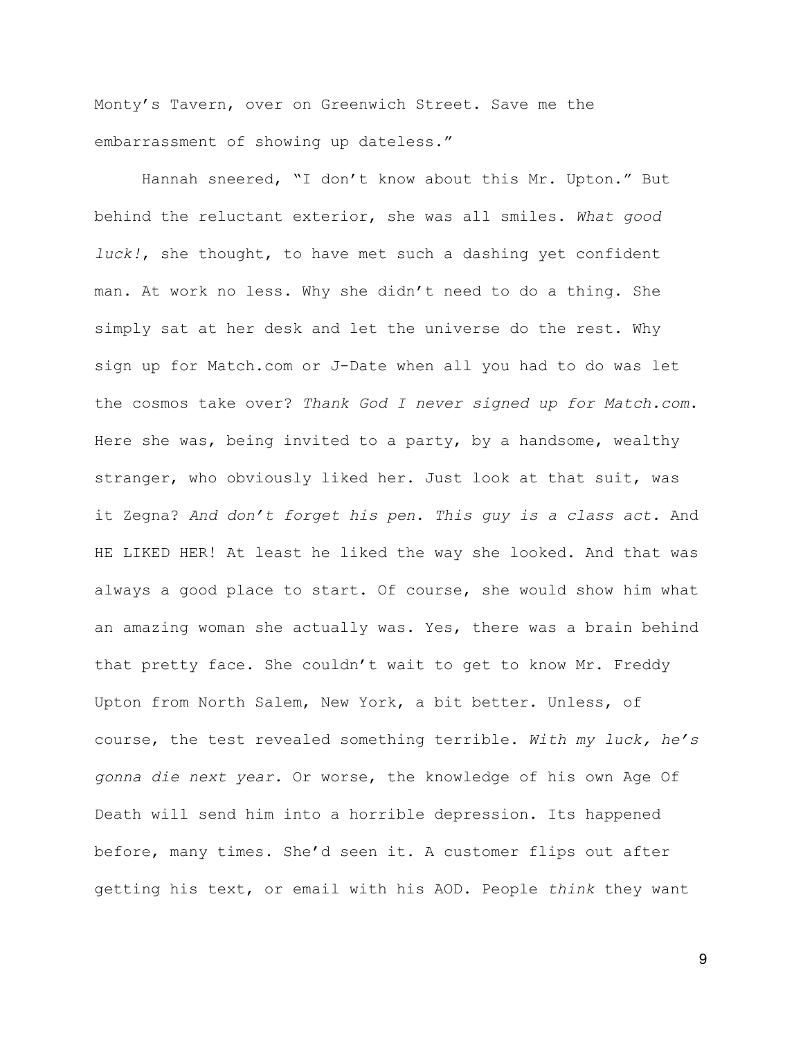Monty’s Tavern, over on Greenwich Street. Save me the embarrassment of showing up dateless.”

Hannah sneered, “I don’t know about this Mr. Upton.” But behind the reluctant exterior, she was all smiles. *What good luck!*, she thought, to have met such a dashing yet confident man. At work no less. Why she didn’t need to do a thing. She simply sat at her desk and let the universe do the rest. Why sign up for Match.com or J-Date when all you had to do was let the cosmos take over? *Thank God I never signed up for Match.com*. Here she was, being invited to a party, by a handsome, wealthy stranger, who obviously liked her. Just look at that suit, was it Zegna? *And don’t forget his pen*. *This guy is a class act.* And HE LIKED HER! At least he liked the way she looked. And that was always a good place to start. Of course, she would show him what an amazing woman she actually was. Yes, there was a brain behind that pretty face. She couldn’t wait to get to know Mr. Freddy Upton from North Salem, New York, a bit better. Unless, of course, the test revealed something terrible. *With my luck, he’s gonna die next year.* Or worse, the knowledge of his own Age Of Death will send him into a horrible depression. Its happened before, many times. She’d seen it. A customer flips out after getting his text, or email with his AOD. People *think* they want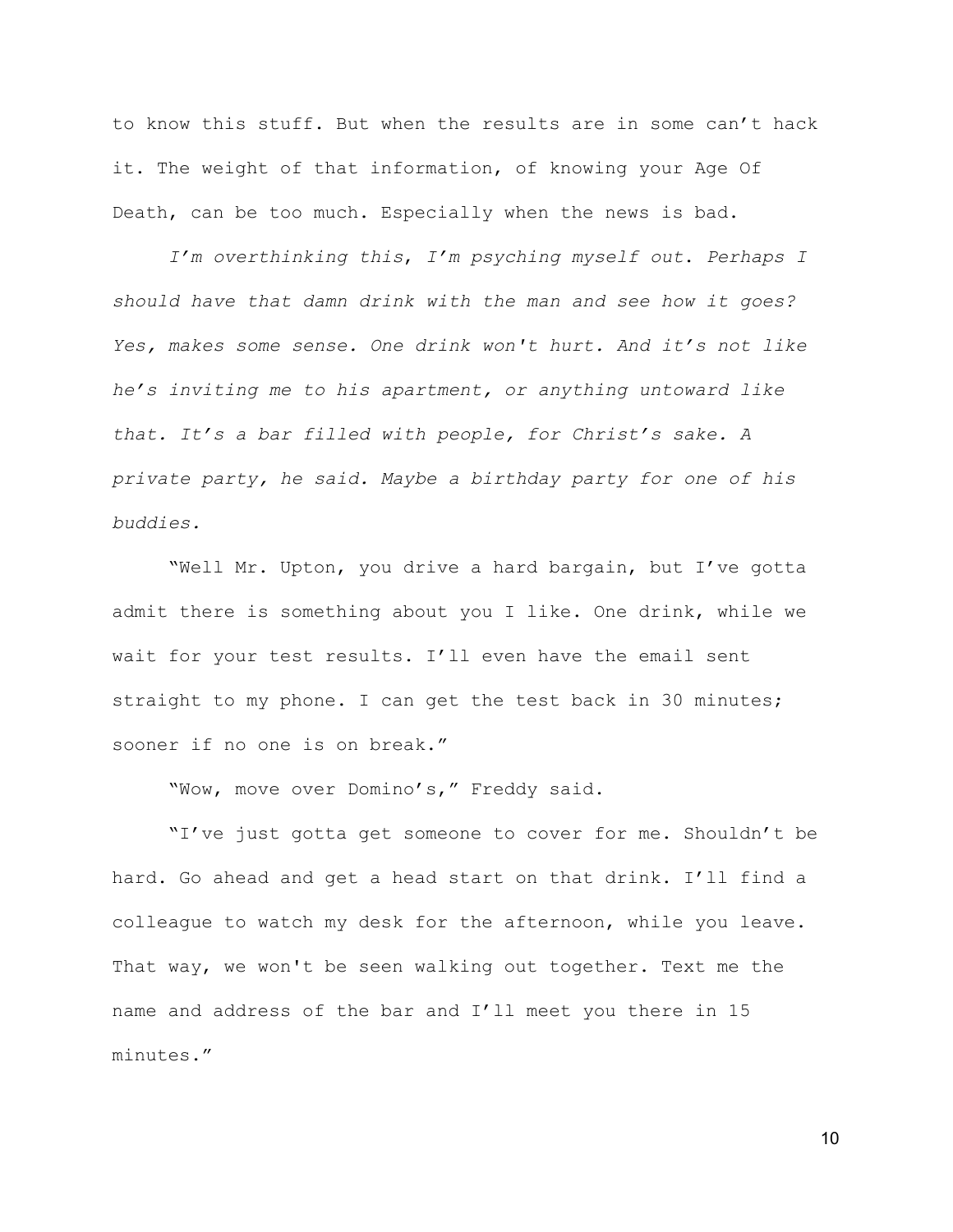to know this stuff. But when the results are in some can't hack it. The weight of that information, of knowing your Age Of Death, can be too much. Especially when the news is bad.

*I'm overthinking this, I'm psyching myself out. Perhaps I should have that damn drink with the man and see how it goes? Yes, makes some sense. One drink won't hurt. And it's not like he's inviting me to his apartment, or anything untoward like that. It's a bar filled with people, for Christ's sake. A private party, he said. Maybe a birthday party for one of his buddies.*

"Well Mr. Upton, you drive a hard bargain, but I've gotta admit there is something about you I like. One drink, while we wait for your test results. I'll even have the email sent straight to my phone. I can get the test back in 30 minutes; sooner if no one is on break."

"Wow, move over Domino's," Freddy said.

"I've just gotta get someone to cover for me. Shouldn't be hard. Go ahead and get a head start on that drink. I'll find a colleague to watch my desk for the afternoon, while you leave. That way, we won't be seen walking out together. Text me the name and address of the bar and I'll meet you there in 15 minutes."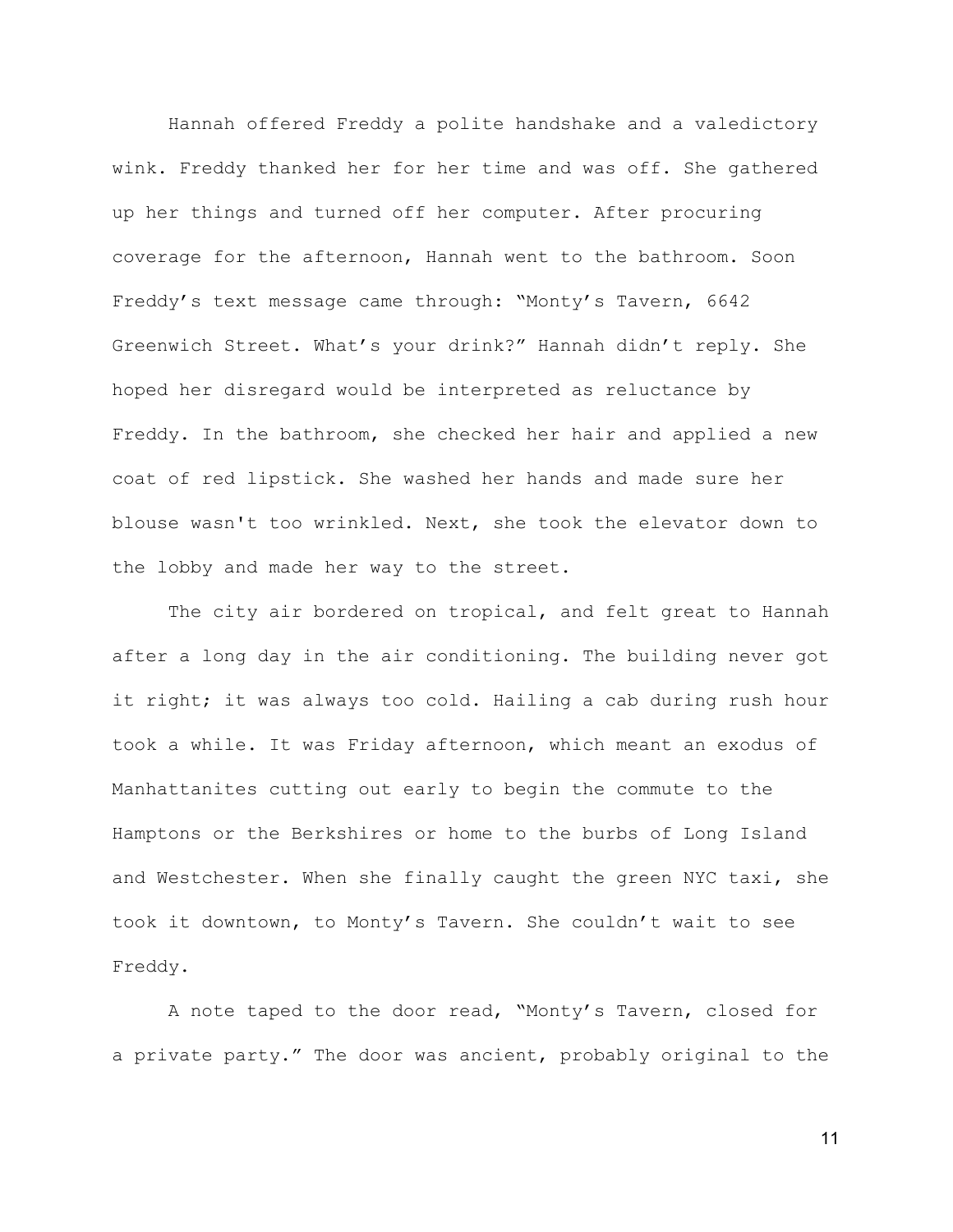Hannah offered Freddy a polite handshake and a valedictory wink. Freddy thanked her for her time and was off. She gathered up her things and turned off her computer. After procuring coverage for the afternoon, Hannah went to the bathroom. Soon Freddy's text message came through: "Monty's Tavern, 6642 Greenwich Street. What's your drink?" Hannah didn't reply. She hoped her disregard would be interpreted as reluctance by Freddy. In the bathroom, she checked her hair and applied a new coat of red lipstick. She washed her hands and made sure her blouse wasn't too wrinkled. Next, she took the elevator down to the lobby and made her way to the street.

The city air bordered on tropical, and felt great to Hannah after a long day in the air conditioning. The building never got it right; it was always too cold. Hailing a cab during rush hour took a while. It was Friday afternoon, which meant an exodus of Manhattanites cutting out early to begin the commute to the Hamptons or the Berkshires or home to the burbs of Long Island and Westchester. When she finally caught the green NYC taxi, she took it downtown, to Monty's Tavern. She couldn't wait to see Freddy.

A note taped to the door read, "Monty's Tavern, closed for a private party." The door was ancient, probably original to the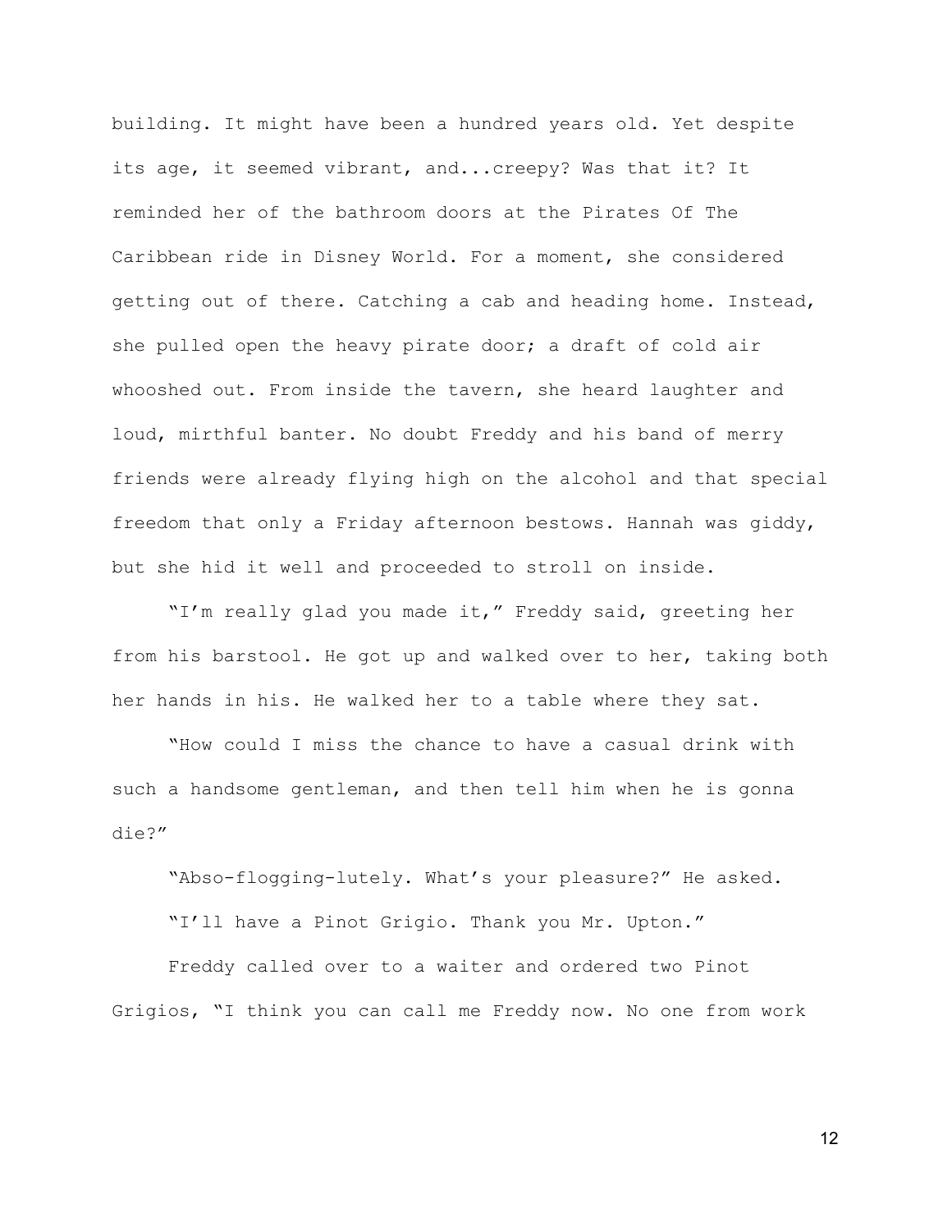building. It might have been a hundred years old. Yet despite its age, it seemed vibrant, and...creepy? Was that it? It reminded her of the bathroom doors at the Pirates Of The Caribbean ride in Disney World. For a moment, she considered getting out of there. Catching a cab and heading home. Instead, she pulled open the heavy pirate door; a draft of cold air whooshed out. From inside the tavern, she heard laughter and loud, mirthful banter. No doubt Freddy and his band of merry friends were already flying high on the alcohol and that special freedom that only a Friday afternoon bestows. Hannah was giddy, but she hid it well and proceeded to stroll on inside.

"I'm really glad you made it," Freddy said, greeting her from his barstool. He got up and walked over to her, taking both her hands in his. He walked her to a table where they sat.

"How could I miss the chance to have a casual drink with such a handsome gentleman, and then tell him when he is gonna die?"

"Abso-flogging-lutely. What's your pleasure?" He asked.

"I'll have a Pinot Grigio. Thank you Mr. Upton."

Freddy called over to a waiter and ordered two Pinot Grigios, "I think you can call me Freddy now. No one from work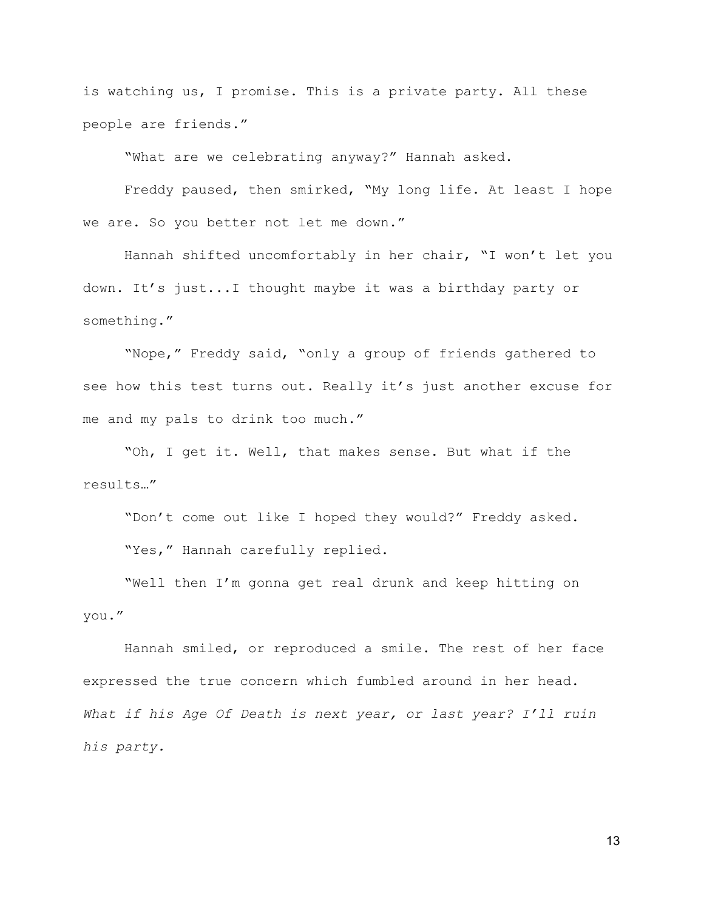is watching us, I promise. This is a private party. All these people are friends."

"What are we celebrating anyway?" Hannah asked.

Freddy paused, then smirked, "My long life. At least I hope we are. So you better not let me down."

Hannah shifted uncomfortably in her chair, "I won't let you down. It's just...I thought maybe it was a birthday party or something."

"Nope," Freddy said, "only a group of friends gathered to see how this test turns out. Really it's just another excuse for me and my pals to drink too much."

"Oh, I get it. Well, that makes sense. But what if the results…"

"Don't come out like I hoped they would?" Freddy asked.

"Yes," Hannah carefully replied.

"Well then I'm gonna get real drunk and keep hitting on you."

Hannah smiled, or reproduced a smile. The rest of her face expressed the true concern which fumbled around in her head. *What if his Age Of Death is next year, or last year? I'll ruin his party.*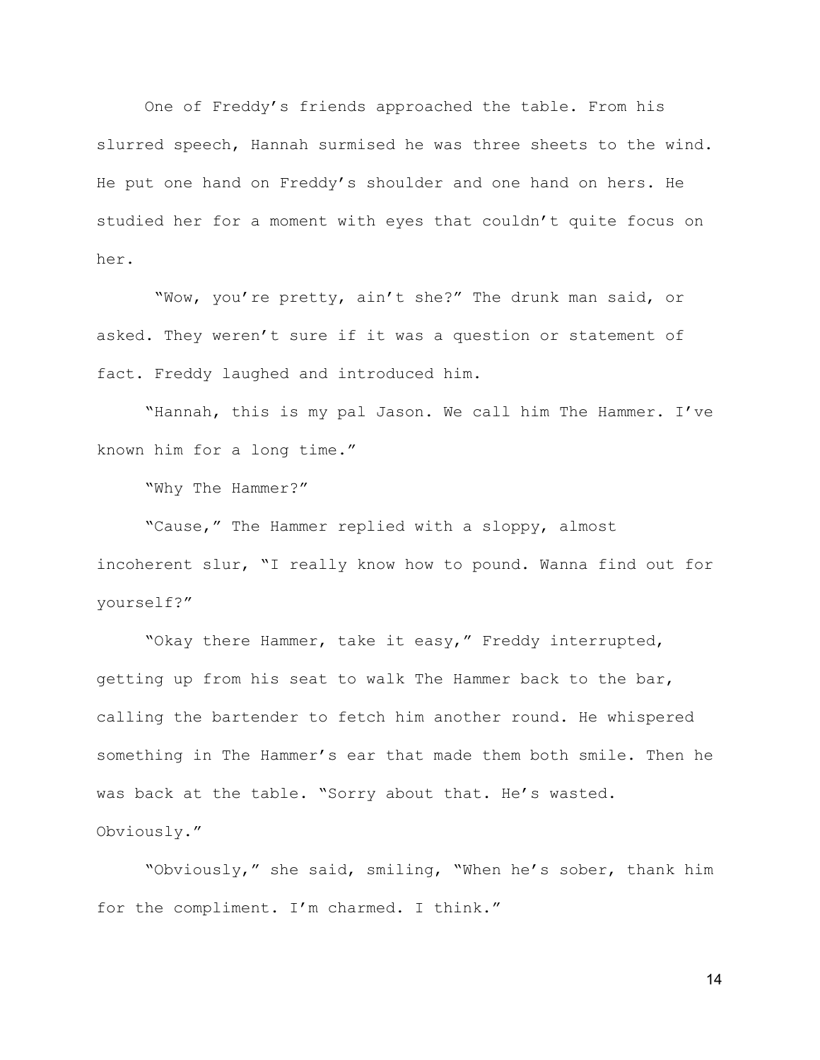One of Freddy's friends approached the table. From his slurred speech, Hannah surmised he was three sheets to the wind. He put one hand on Freddy's shoulder and one hand on hers. He studied her for a moment with eyes that couldn't quite focus on her.

"Wow, you're pretty, ain't she?" The drunk man said, or asked. They weren't sure if it was a question or statement of fact. Freddy laughed and introduced him.

"Hannah, this is my pal Jason. We call him The Hammer. I've known him for a long time."

"Why The Hammer?"

"Cause," The Hammer replied with a sloppy, almost incoherent slur, "I really know how to pound. Wanna find out for yourself?"

"Okay there Hammer, take it easy," Freddy interrupted, getting up from his seat to walk The Hammer back to the bar, calling the bartender to fetch him another round. He whispered something in The Hammer's ear that made them both smile. Then he was back at the table. "Sorry about that. He's wasted. Obviously."

"Obviously," she said, smiling, "When he's sober, thank him for the compliment. I'm charmed. I think."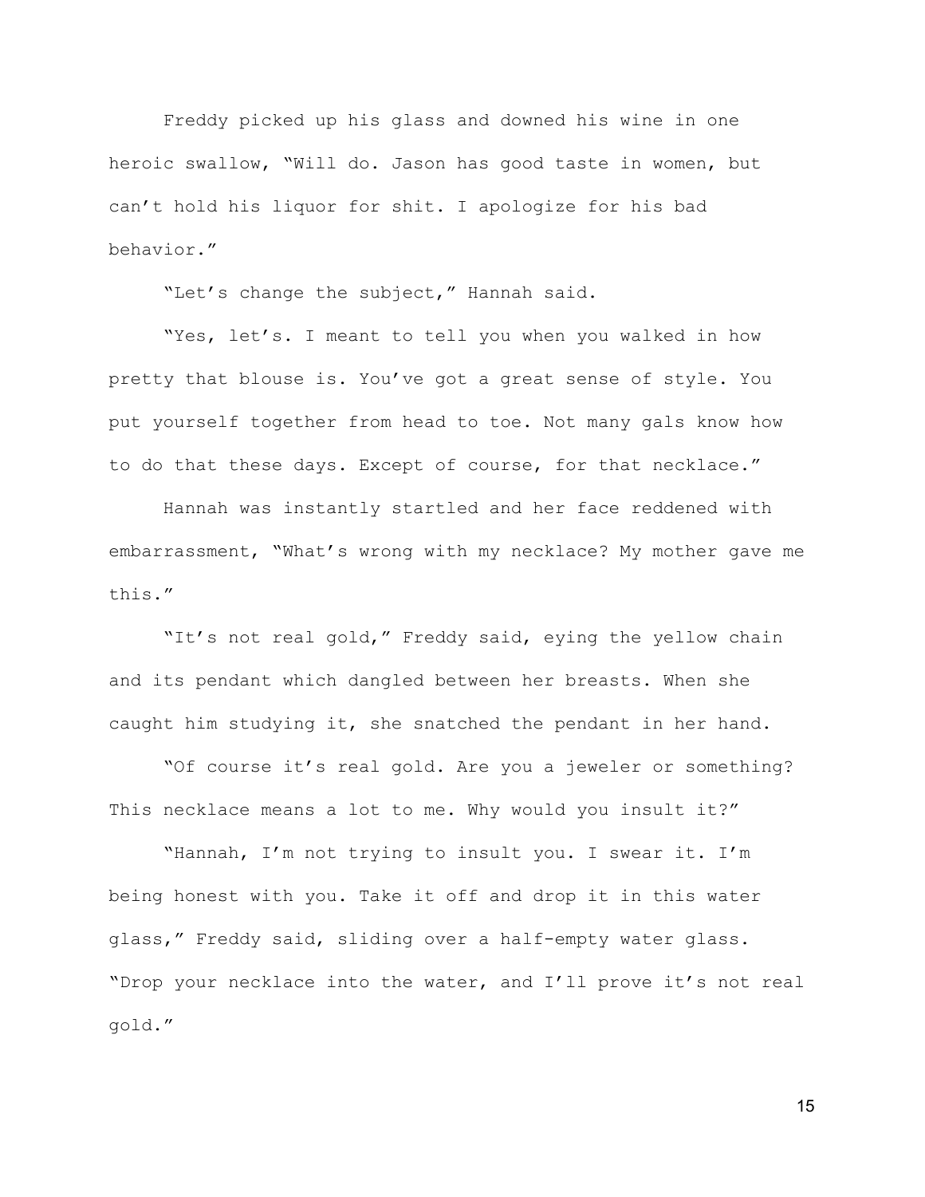Freddy picked up his glass and downed his wine in one heroic swallow, "Will do. Jason has good taste in women, but can't hold his liquor for shit. I apologize for his bad behavior."

"Let's change the subject," Hannah said.

"Yes, let's. I meant to tell you when you walked in how pretty that blouse is. You've got a great sense of style. You put yourself together from head to toe. Not many gals know how to do that these days. Except of course, for that necklace."

Hannah was instantly startled and her face reddened with embarrassment, "What's wrong with my necklace? My mother gave me this."

"It's not real gold," Freddy said, eying the yellow chain and its pendant which dangled between her breasts. When she caught him studying it, she snatched the pendant in her hand.

"Of course it's real gold. Are you a jeweler or something? This necklace means a lot to me. Why would you insult it?"

"Hannah, I'm not trying to insult you. I swear it. I'm being honest with you. Take it off and drop it in this water glass," Freddy said, sliding over a half-empty water glass. "Drop your necklace into the water, and I'll prove it's not real gold."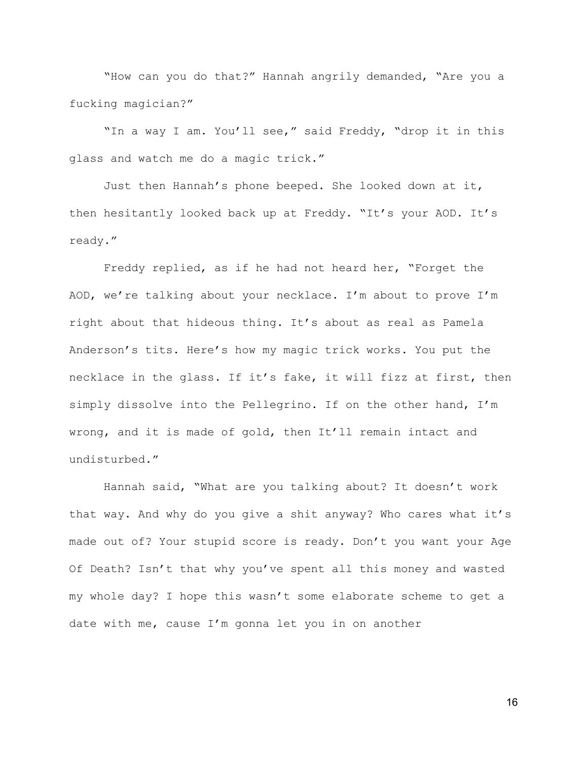"How can you do that?" Hannah angrily demanded, "Are you a fucking magician?"

"In a way I am. You'll see," said Freddy, "drop it in this glass and watch me do a magic trick."

Just then Hannah's phone beeped. She looked down at it, then hesitantly looked back up at Freddy. "It's your AOD. It's ready."

Freddy replied, as if he had not heard her, "Forget the AOD, we're talking about your necklace. I'm about to prove I'm right about that hideous thing. It's about as real as Pamela Anderson's tits. Here's how my magic trick works. You put the necklace in the glass. If it's fake, it will fizz at first, then simply dissolve into the Pellegrino. If on the other hand, I'm wrong, and it is made of gold, then It'll remain intact and undisturbed."

Hannah said, "What are you talking about? It doesn't work that way. And why do you give a shit anyway? Who cares what it's made out of? Your stupid score is ready. Don't you want your Age Of Death? Isn't that why you've spent all this money and wasted my whole day? I hope this wasn't some elaborate scheme to get a date with me, cause I'm gonna let you in on another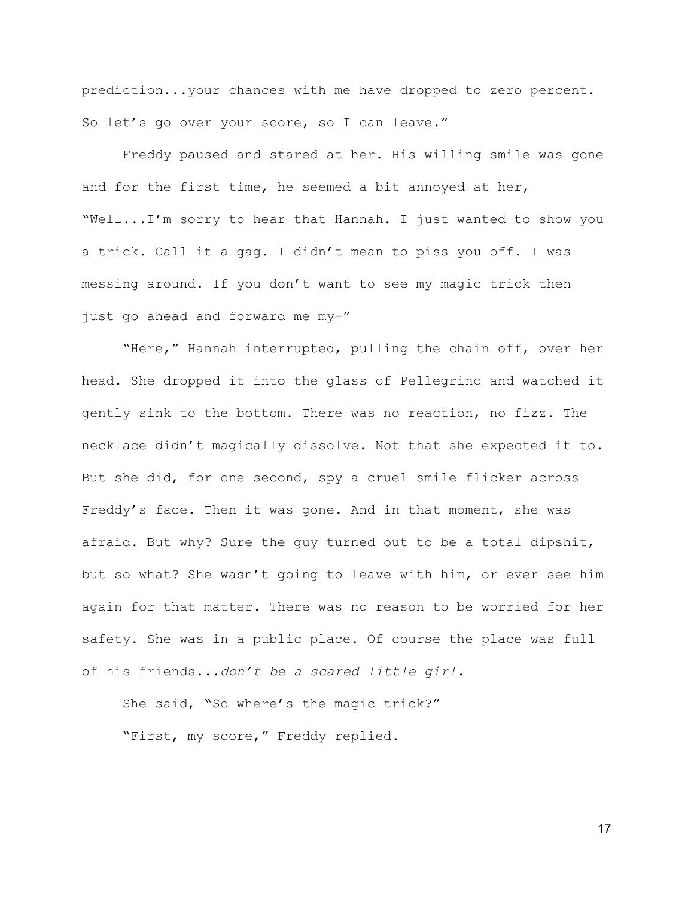prediction...your chances with me have dropped to zero percent. So let's go over your score, so I can leave."

Freddy paused and stared at her. His willing smile was gone and for the first time, he seemed a bit annoyed at her, "Well...I'm sorry to hear that Hannah. I just wanted to show you a trick. Call it a gag. I didn't mean to piss you off. I was messing around. If you don't want to see my magic trick then just go ahead and forward me my-"

"Here," Hannah interrupted, pulling the chain off, over her head. She dropped it into the glass of Pellegrino and watched it gently sink to the bottom. There was no reaction, no fizz. The necklace didn't magically dissolve. Not that she expected it to. But she did, for one second, spy a cruel smile flicker across Freddy's face. Then it was gone. And in that moment, she was afraid. But why? Sure the guy turned out to be a total dipshit, but so what? She wasn't going to leave with him, or ever see him again for that matter. There was no reason to be worried for her safety. She was in a public place. Of course the place was full of his friends...*don't be a scared little girl.*

She said, "So where's the magic trick?"

"First, my score," Freddy replied.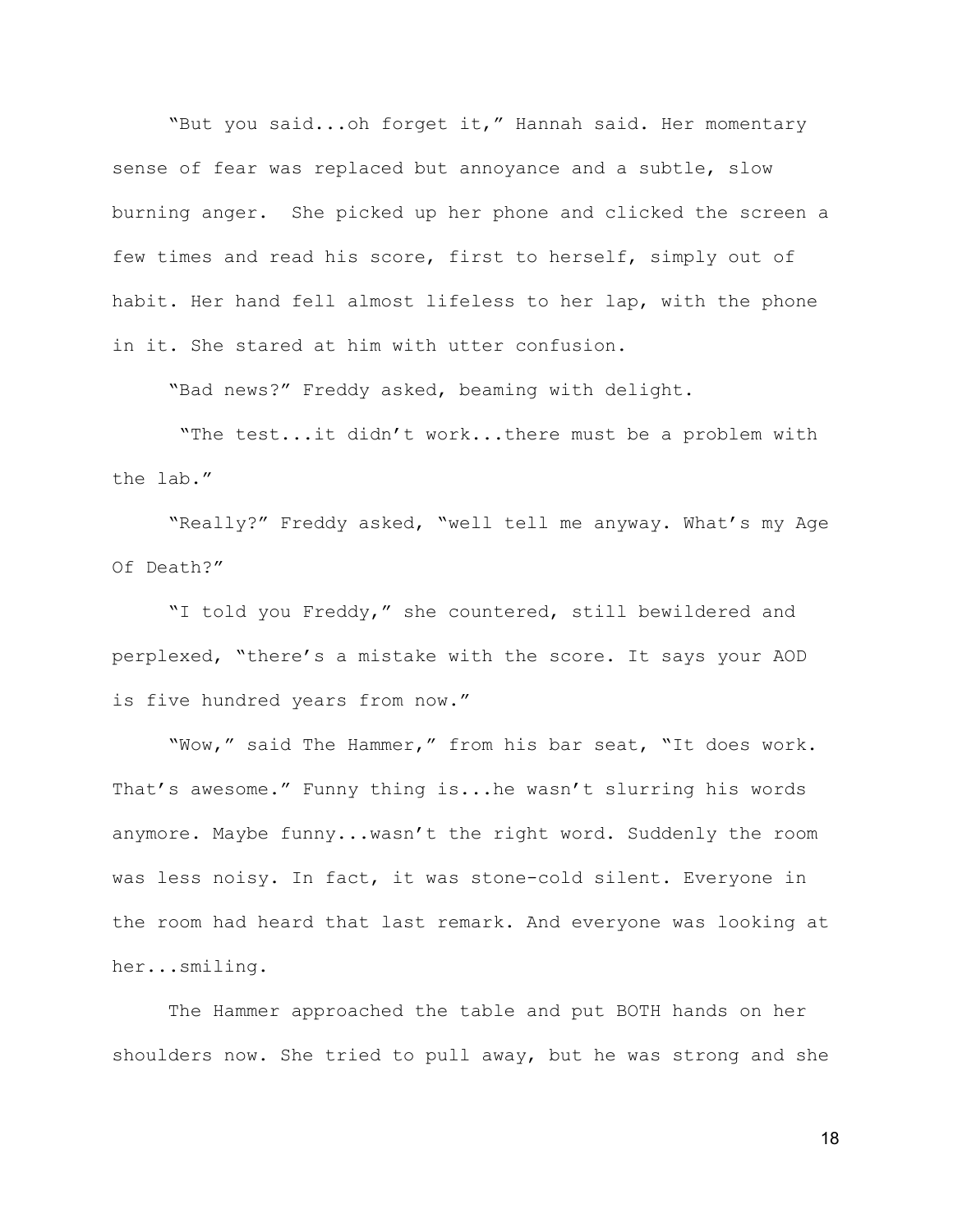"But you said...oh forget it," Hannah said. Her momentary sense of fear was replaced but annoyance and a subtle, slow burning anger.  She picked up her phone and clicked the screen a few times and read his score, first to herself, simply out of habit. Her hand fell almost lifeless to her lap, with the phone in it. She stared at him with utter confusion.

"Bad news?" Freddy asked, beaming with delight.

"The test...it didn't work...there must be a problem with the lab."

"Really?" Freddy asked, "well tell me anyway. What's my Age Of Death?"

"I told you Freddy," she countered, still bewildered and perplexed, "there's a mistake with the score. It says your AOD is five hundred years from now."

"Wow," said The Hammer," from his bar seat, "It does work. That's awesome." Funny thing is...he wasn't slurring his words anymore. Maybe funny...wasn't the right word. Suddenly the room was less noisy. In fact, it was stone-cold silent. Everyone in the room had heard that last remark. And everyone was looking at her...smiling.

The Hammer approached the table and put BOTH hands on her shoulders now. She tried to pull away, but he was strong and she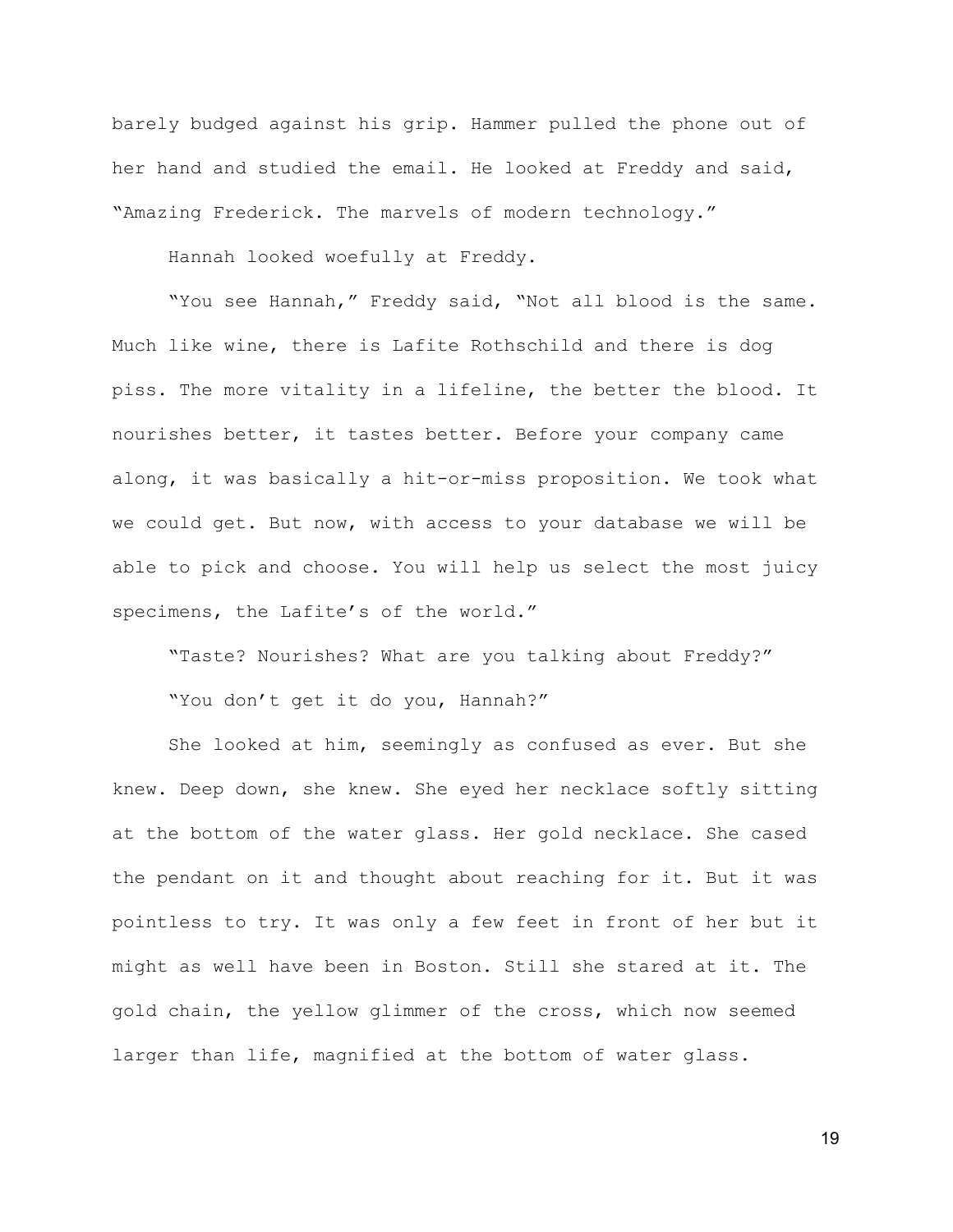barely budged against his grip. Hammer pulled the phone out of her hand and studied the email. He looked at Freddy and said, "Amazing Frederick. The marvels of modern technology."

Hannah looked woefully at Freddy.

"You see Hannah," Freddy said, "Not all blood is the same. Much like wine, there is Lafite Rothschild and there is dog piss. The more vitality in a lifeline, the better the blood. It nourishes better, it tastes better. Before your company came along, it was basically a hit-or-miss proposition. We took what we could get. But now, with access to your database we will be able to pick and choose. You will help us select the most juicy specimens, the Lafite's of the world."

"Taste? Nourishes? What are you talking about Freddy?"

"You don't get it do you, Hannah?"

She looked at him, seemingly as confused as ever. But she knew. Deep down, she knew. She eyed her necklace softly sitting at the bottom of the water glass. Her gold necklace. She cased the pendant on it and thought about reaching for it. But it was pointless to try. It was only a few feet in front of her but it might as well have been in Boston. Still she stared at it. The gold chain, the yellow glimmer of the cross, which now seemed larger than life, magnified at the bottom of water glass.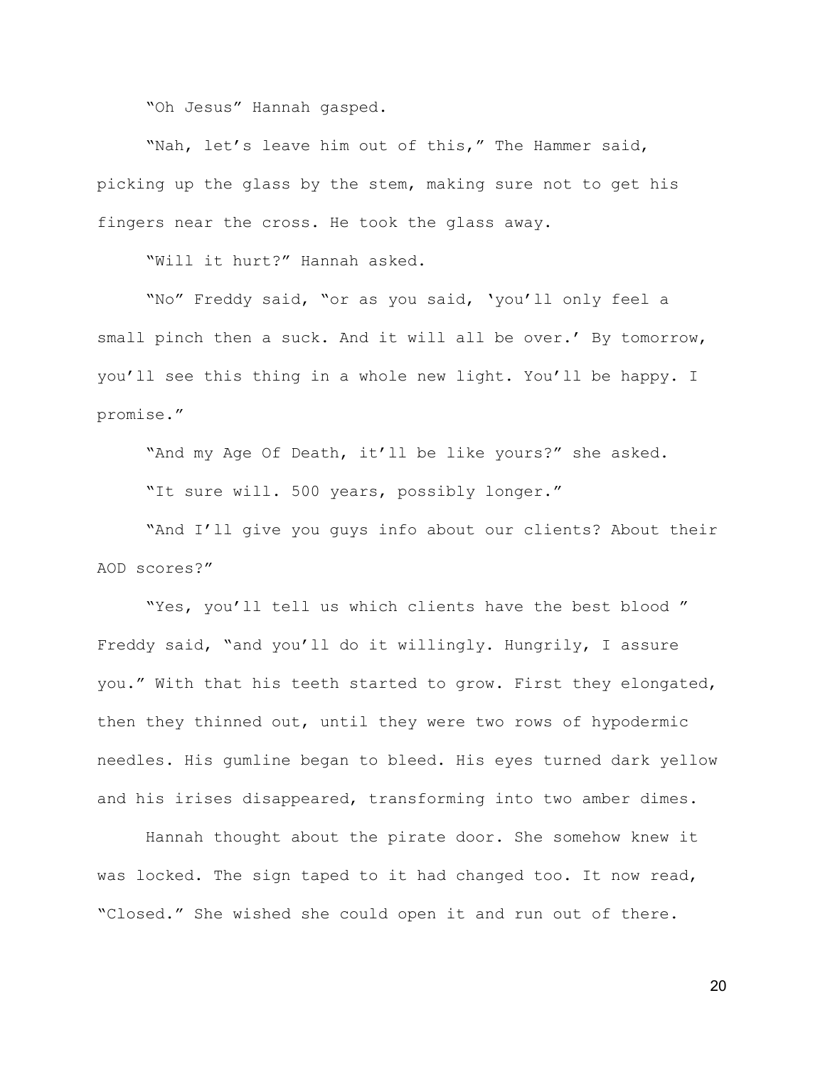"Oh Jesus" Hannah gasped.

"Nah, let's leave him out of this," The Hammer said, picking up the glass by the stem, making sure not to get his fingers near the cross. He took the glass away.

"Will it hurt?" Hannah asked.

"No" Freddy said, "or as you said, 'you'll only feel a small pinch then a suck. And it will all be over.' By tomorrow, you'll see this thing in a whole new light. You'll be happy. I promise."

"And my Age Of Death, it'll be like yours?" she asked.

"It sure will. 500 years, possibly longer."

"And I'll give you guys info about our clients? About their AOD scores?"

"Yes, you'll tell us which clients have the best blood " Freddy said, "and you'll do it willingly. Hungrily, I assure you." With that his teeth started to grow. First they elongated, then they thinned out, until they were two rows of hypodermic needles. His gumline began to bleed. His eyes turned dark yellow and his irises disappeared, transforming into two amber dimes.

Hannah thought about the pirate door. She somehow knew it was locked. The sign taped to it had changed too. It now read, "Closed." She wished she could open it and run out of there.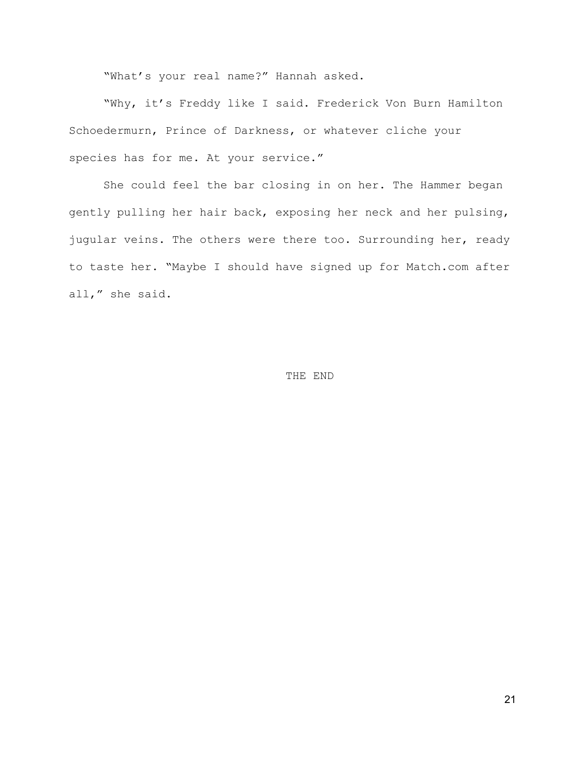"What's your real name?" Hannah asked.

"Why, it's Freddy like I said. Frederick Von Burn Hamilton Schoedermurn, Prince of Darkness, or whatever cliche your species has for me. At your service."

She could feel the bar closing in on her. The Hammer began gently pulling her hair back, exposing her neck and her pulsing, jugular veins. The others were there too. Surrounding her, ready to taste her. "Maybe I should have signed up for Match.com after all," she said.

THE END